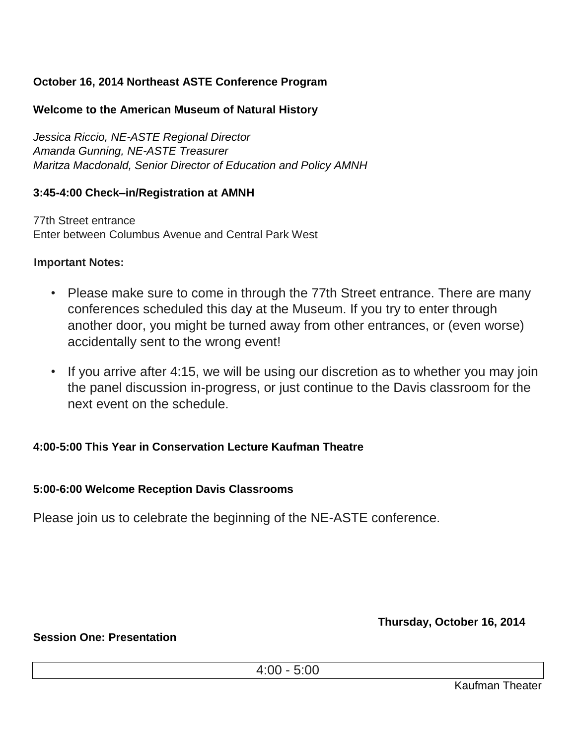**October 16, 2014 Northeast ASTE Conference Program**

**Welcome to the American Museum of Natural History**

*Jessica Riccio, NE-ASTE Regional Director*
*Amanda Gunning, NE-ASTE Treasurer*
*Maritza Macdonald, Senior Director of Education and Policy AMNH*

**3:45-4:00 Check–in/Registration at AMNH**

77th Street entrance
Enter between Columbus Avenue and Central Park West

**Important Notes:**

- Please make sure to come in through the 77th Street entrance. There are many conferences scheduled this day at the Museum. If you try to enter through another door, you might be turned away from other entrances, or (even worse) accidentally sent to the wrong event!
- If you arrive after 4:15, we will be using our discretion as to whether you may join the panel discussion in-progress, or just continue to the Davis classroom for the next event on the schedule.

**4:00-5:00 This Year in Conservation Lecture Kaufman Theatre**

**5:00-6:00 Welcome Reception Davis Classrooms**

Please join us to celebrate the beginning of the NE-ASTE conference.

**Thursday, October 16, 2014**

**Session One: Presentation**

| 4:00 - 5:00 |
| --- |

Kaufman Theater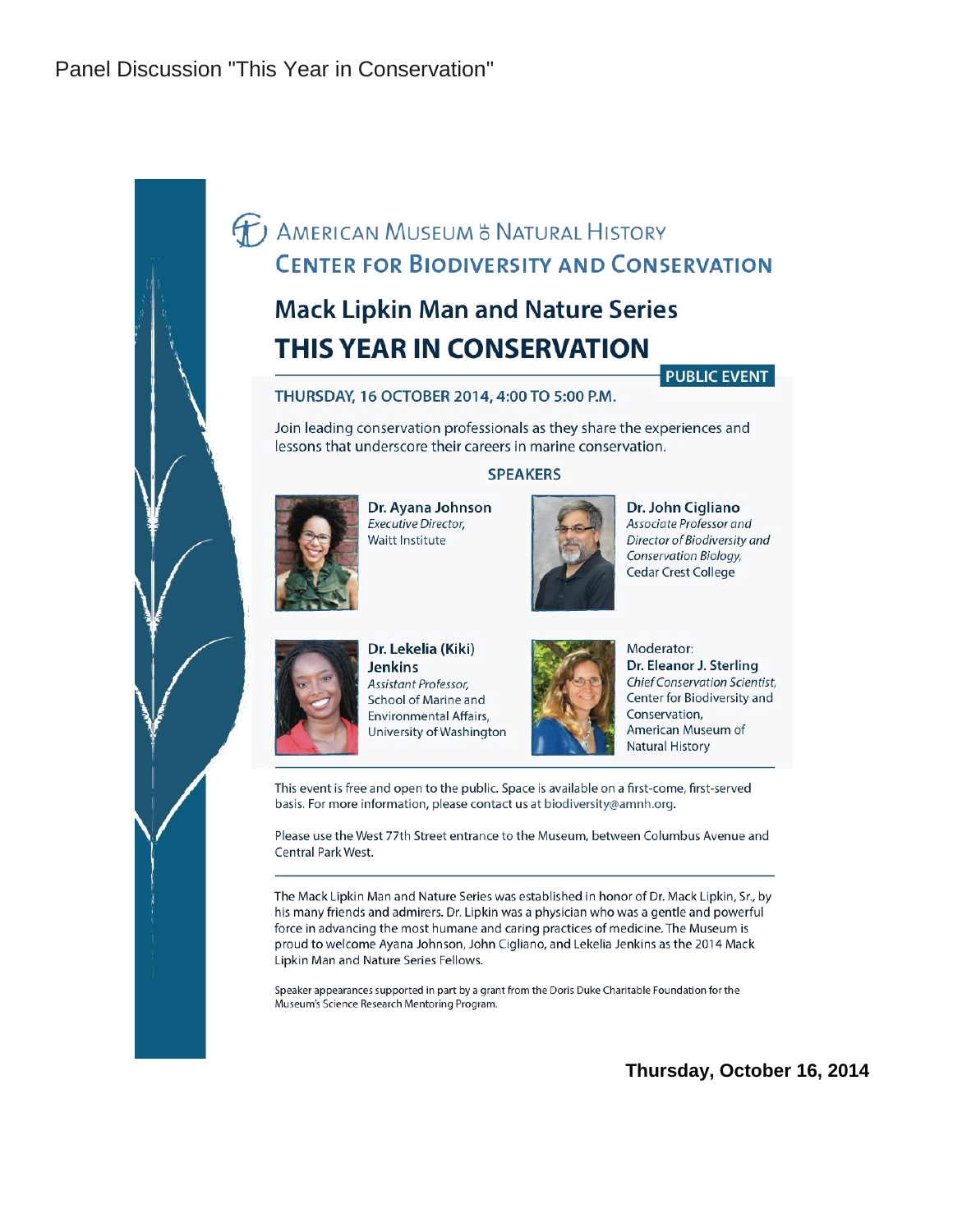Panel Discussion "This Year in Conservation"

AMERICAN MUSEUM OF NATURAL HISTORY

CENTER FOR BIODIVERSITY AND CONSERVATION

## Mack Lipkin Man and Nature Series

# THIS YEAR IN CONSERVATION

**PUBLIC EVENT**

THURSDAY, 16 OCTOBER 2014, 4:00 TO 5:00 P.M.

Join leading conservation professionals as they share the experiences and lessons that underscore their careers in marine conservation.

### SPEAKERS

**Dr. Ayana Johnson**
*Executive Director,*
Waitt Institute

**Dr. John Cigliano**
*Associate Professor and Director of Biodiversity and Conservation Biology,*
Cedar Crest College

**Dr. Lekelia (Kiki) Jenkins**
*Assistant Professor,*
School of Marine and Environmental Affairs,
University of Washington

Moderator:
**Dr. Eleanor J. Sterling**
*Chief Conservation Scientist,*
Center for Biodiversity and Conservation,
American Museum of Natural History

This event is free and open to the public. Space is available on a first-come, first-served basis. For more information, please contact us at biodiversity@amnh.org.

Please use the West 77th Street entrance to the Museum, between Columbus Avenue and Central Park West.

The Mack Lipkin Man and Nature Series was established in honor of Dr. Mack Lipkin, Sr., by his many friends and admirers. Dr. Lipkin was a physician who was a gentle and powerful force in advancing the most humane and caring practices of medicine. The Museum is proud to welcome Ayana Johnson, John Cigliano, and Lekelia Jenkins as the 2014 Mack Lipkin Man and Nature Series Fellows.

Speaker appearances supported in part by a grant from the Doris Duke Charitable Foundation for the Museum's Science Research Mentoring Program.

**Thursday, October 16, 2014**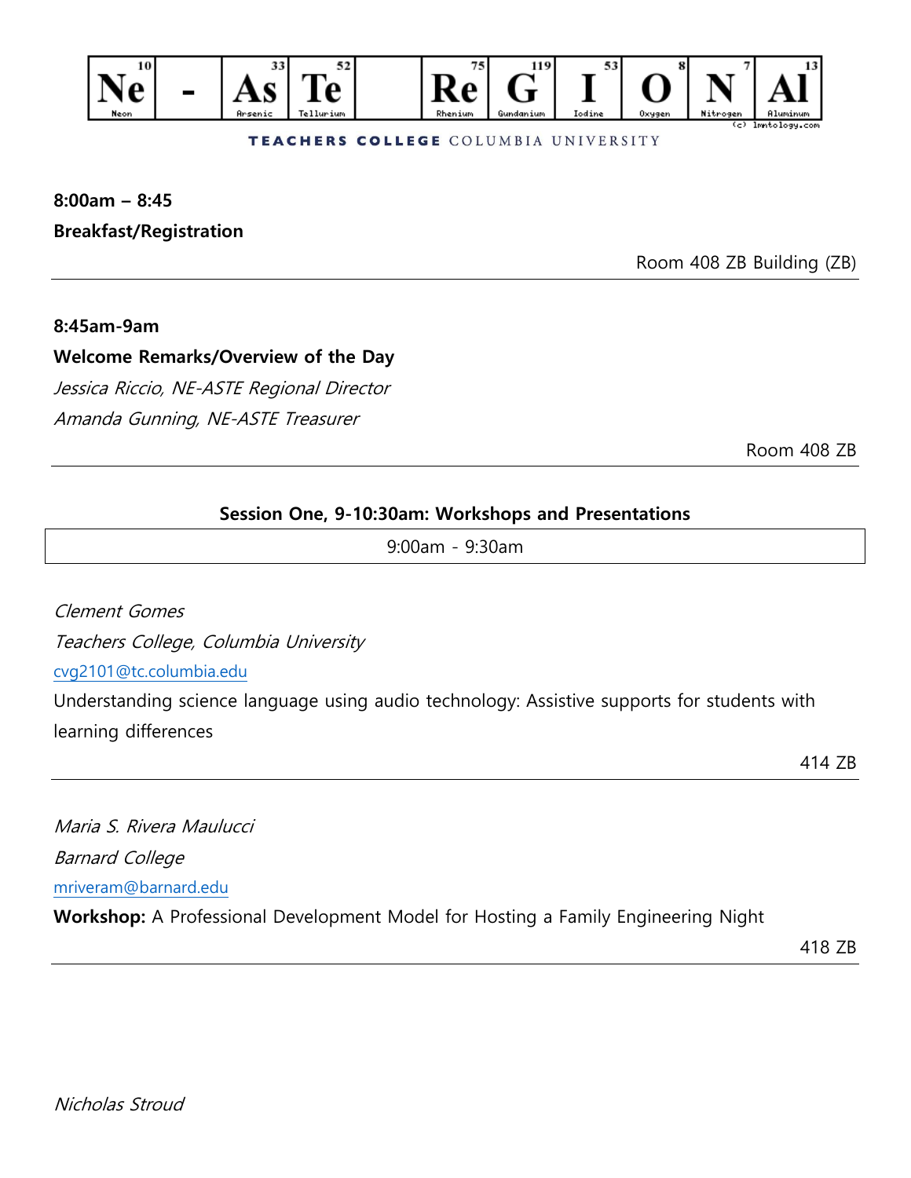Ne - As Te Re G I O N Al

TEACHERS COLLEGE COLUMBIA UNIVERSITY

**8:00am – 8:45**

**Breakfast/Registration**

Room 408 ZB Building (ZB)

---

**8:45am-9am**

**Welcome Remarks/Overview of the Day**

*Jessica Riccio, NE-ASTE Regional Director*

*Amanda Gunning, NE-ASTE Treasurer*

Room 408 ZB

---

**Session One, 9-10:30am: Workshops and Presentations**

9:00am - 9:30am

*Clement Gomes*

*Teachers College, Columbia University*

cvg2101@tc.columbia.edu

Understanding science language using audio technology: Assistive supports for students with learning differences

414 ZB

---

*Maria S. Rivera Maulucci*

*Barnard College*

mriveram@barnard.edu

**Workshop:** A Professional Development Model for Hosting a Family Engineering Night

418 ZB

---

*Nicholas Stroud*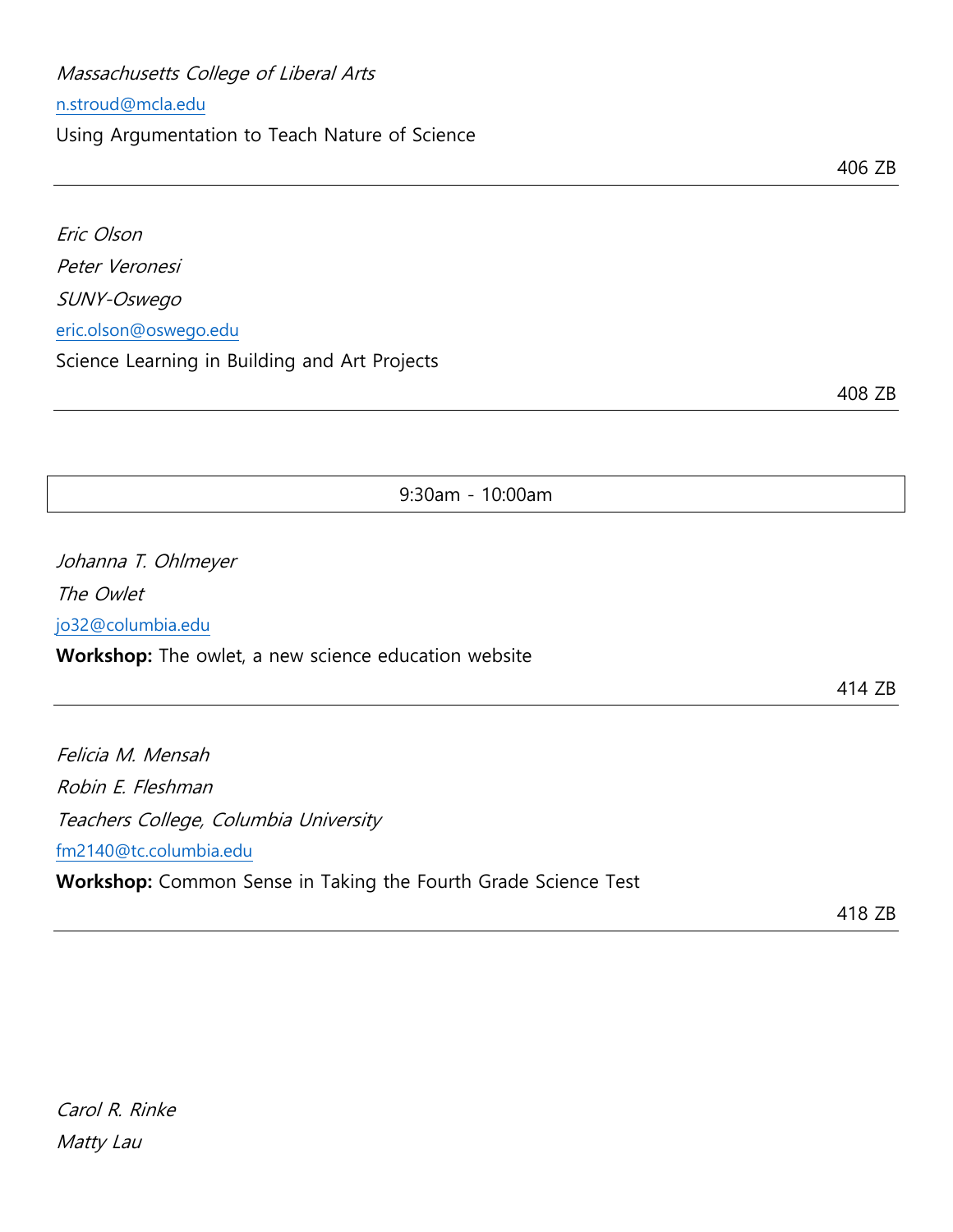*Massachusetts College of Liberal Arts*

n.stroud@mcla.edu

Using Argumentation to Teach Nature of Science

406 ZB

---

*Eric Olson*

*Peter Veronesi*

*SUNY-Oswego*

eric.olson@oswego.edu

Science Learning in Building and Art Projects

408 ZB

---

9:30am - 10:00am

*Johanna T. Ohlmeyer*

*The Owlet*

jo32@columbia.edu

**Workshop:** The owlet, a new science education website

414 ZB

---

*Felicia M. Mensah*

*Robin E. Fleshman*

*Teachers College, Columbia University*

fm2140@tc.columbia.edu

**Workshop:** Common Sense in Taking the Fourth Grade Science Test

418 ZB

---

*Carol R. Rinke*

*Matty Lau*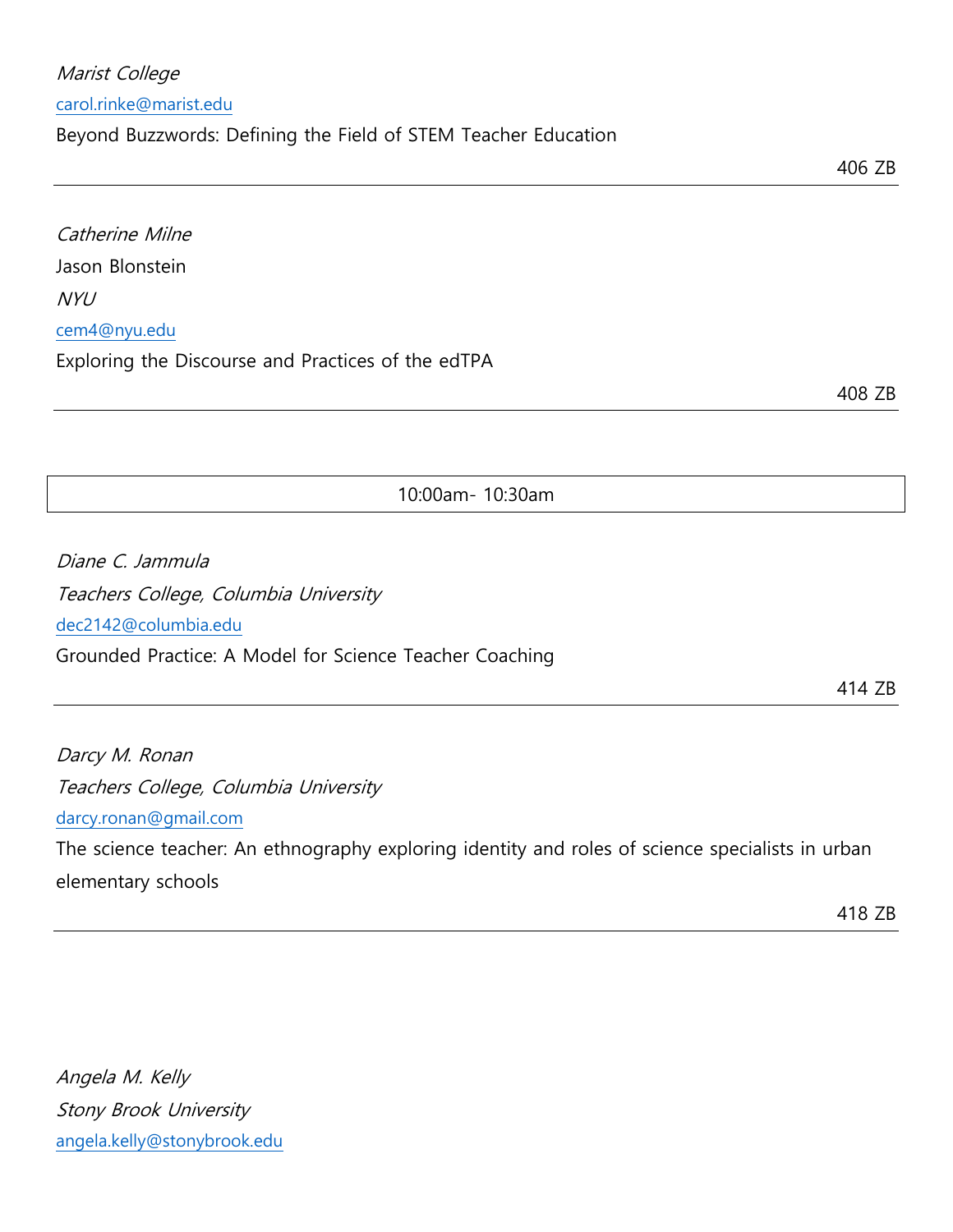*Marist College*

carol.rinke@marist.edu

Beyond Buzzwords: Defining the Field of STEM Teacher Education

406 ZB

---

*Catherine Milne*

Jason Blonstein

*NYU*

cem4@nyu.edu

Exploring the Discourse and Practices of the edTPA

408 ZB

---

10:00am- 10:30am

*Diane C. Jammula*

*Teachers College, Columbia University*

dec2142@columbia.edu

Grounded Practice: A Model for Science Teacher Coaching

414 ZB

---

*Darcy M. Ronan*

*Teachers College, Columbia University*

darcy.ronan@gmail.com

The science teacher: An ethnography exploring identity and roles of science specialists in urban elementary schools

418 ZB

---

*Angela M. Kelly*

*Stony Brook University*

angela.kelly@stonybrook.edu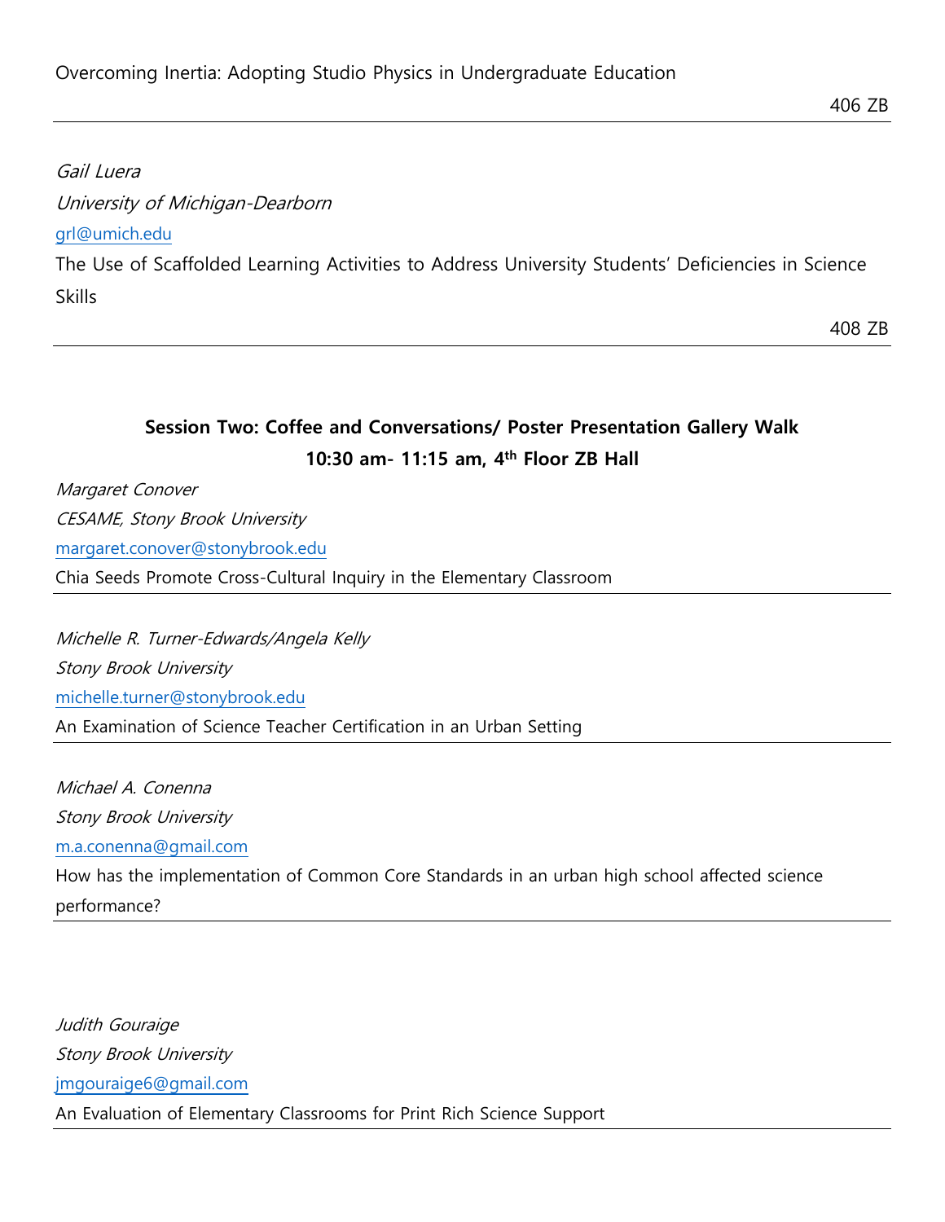Overcoming Inertia: Adopting Studio Physics in Undergraduate Education

406 ZB

---

*Gail Luera*

*University of Michigan-Dearborn*

grl@umich.edu

The Use of Scaffolded Learning Activities to Address University Students' Deficiencies in Science Skills

408 ZB

---

**Session Two: Coffee and Conversations/ Poster Presentation Gallery Walk**

**10:30 am- 11:15 am, 4th Floor ZB Hall**

*Margaret Conover*

*CESAME, Stony Brook University*

margaret.conover@stonybrook.edu

Chia Seeds Promote Cross-Cultural Inquiry in the Elementary Classroom

---

*Michelle R. Turner-Edwards/Angela Kelly*

*Stony Brook University*

michelle.turner@stonybrook.edu

An Examination of Science Teacher Certification in an Urban Setting

---

*Michael A. Conenna*

*Stony Brook University*

m.a.conenna@gmail.com

How has the implementation of Common Core Standards in an urban high school affected science performance?

---

*Judith Gouraige*

*Stony Brook University*

jmgouraige6@gmail.com

An Evaluation of Elementary Classrooms for Print Rich Science Support

---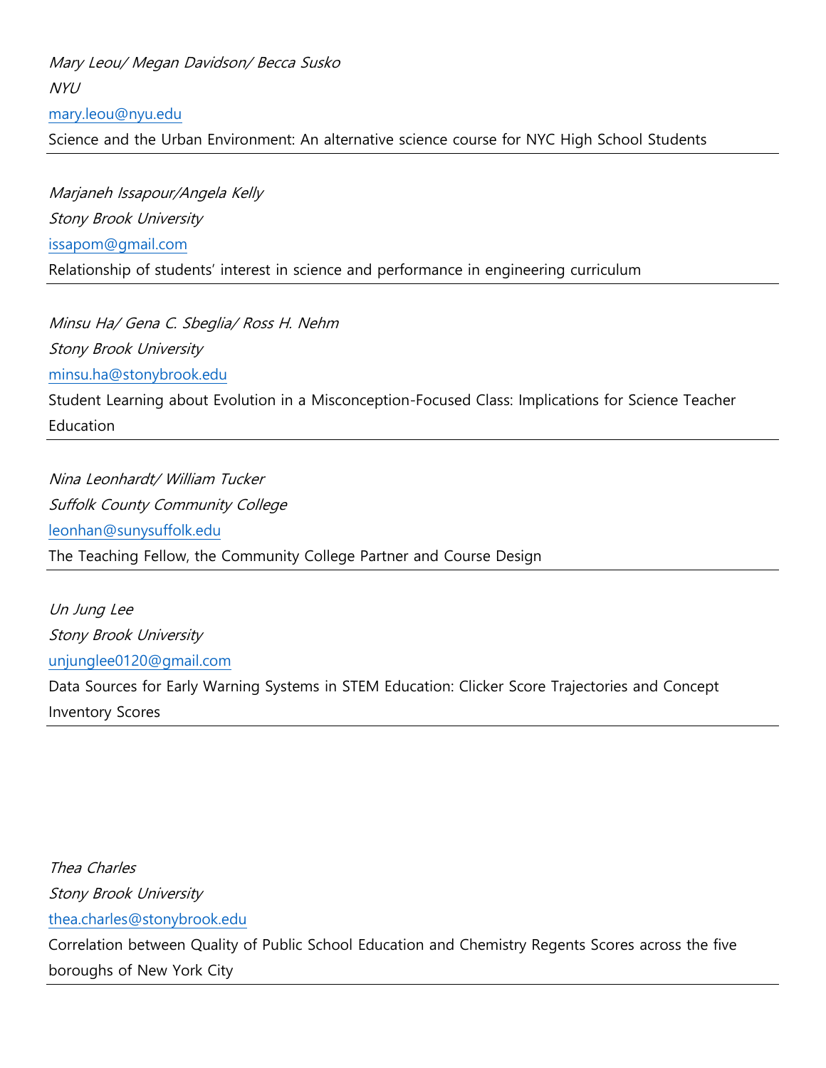*Mary Leou/ Megan Davidson/ Becca Susko*
*NYU*
mary.leou@nyu.edu
Science and the Urban Environment: An alternative science course for NYC High School Students

---

*Marjaneh Issapour/Angela Kelly*
*Stony Brook University*
issapom@gmail.com
Relationship of students' interest in science and performance in engineering curriculum

---

*Minsu Ha/ Gena C. Sbeglia/ Ross H. Nehm*
*Stony Brook University*
minsu.ha@stonybrook.edu
Student Learning about Evolution in a Misconception-Focused Class: Implications for Science Teacher Education

---

*Nina Leonhardt/ William Tucker*
*Suffolk County Community College*
leonhan@sunysuffolk.edu
The Teaching Fellow, the Community College Partner and Course Design

---

*Un Jung Lee*
*Stony Brook University*
unjunglee0120@gmail.com
Data Sources for Early Warning Systems in STEM Education: Clicker Score Trajectories and Concept Inventory Scores

---

*Thea Charles*
*Stony Brook University*
thea.charles@stonybrook.edu
Correlation between Quality of Public School Education and Chemistry Regents Scores across the five boroughs of New York City

---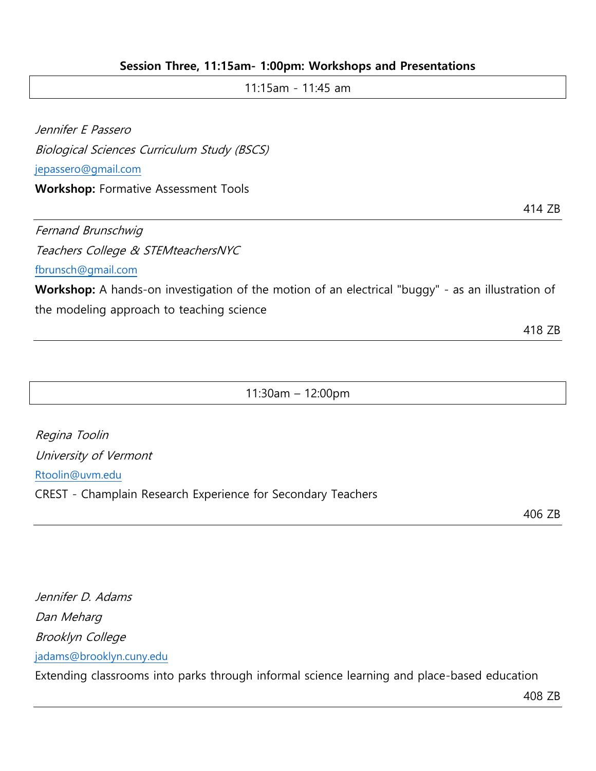**Session Three, 11:15am- 1:00pm: Workshops and Presentations**

11:15am - 11:45 am

*Jennifer E Passero*

*Biological Sciences Curriculum Study (BSCS)*

jepassero@gmail.com

**Workshop:** Formative Assessment Tools

414 ZB

---

*Fernand Brunschwig*

*Teachers College & STEMteachersNYC*

fbrunsch@gmail.com

**Workshop:** A hands-on investigation of the motion of an electrical "buggy" - as an illustration of the modeling approach to teaching science

418 ZB

---

11:30am – 12:00pm

*Regina Toolin*

*University of Vermont*

Rtoolin@uvm.edu

CREST - Champlain Research Experience for Secondary Teachers

406 ZB

---

*Jennifer D. Adams*

*Dan Meharg*

*Brooklyn College*

jadams@brooklyn.cuny.edu

Extending classrooms into parks through informal science learning and place-based education

408 ZB

---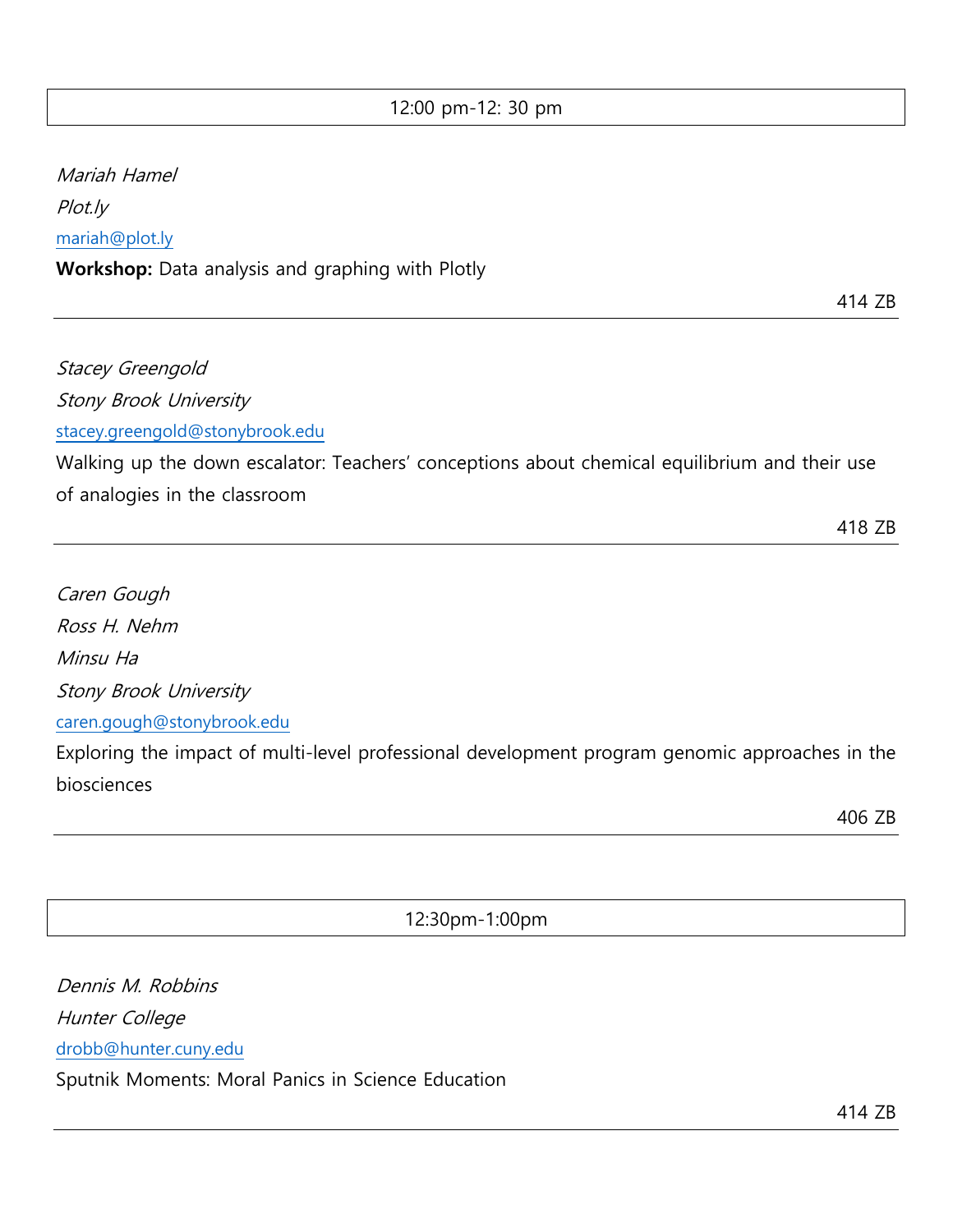12:00 pm-12: 30 pm

*Mariah Hamel*

*Plot.ly*

mariah@plot.ly

**Workshop:** Data analysis and graphing with Plotly

414 ZB

---

*Stacey Greengold*

*Stony Brook University*

stacey.greengold@stonybrook.edu

Walking up the down escalator: Teachers' conceptions about chemical equilibrium and their use of analogies in the classroom

418 ZB

---

*Caren Gough*

*Ross H. Nehm*

*Minsu Ha*

*Stony Brook University*

caren.gough@stonybrook.edu

Exploring the impact of multi-level professional development program genomic approaches in the biosciences

406 ZB

---

12:30pm-1:00pm

*Dennis M. Robbins*

*Hunter College*

drobb@hunter.cuny.edu

Sputnik Moments: Moral Panics in Science Education

414 ZB

---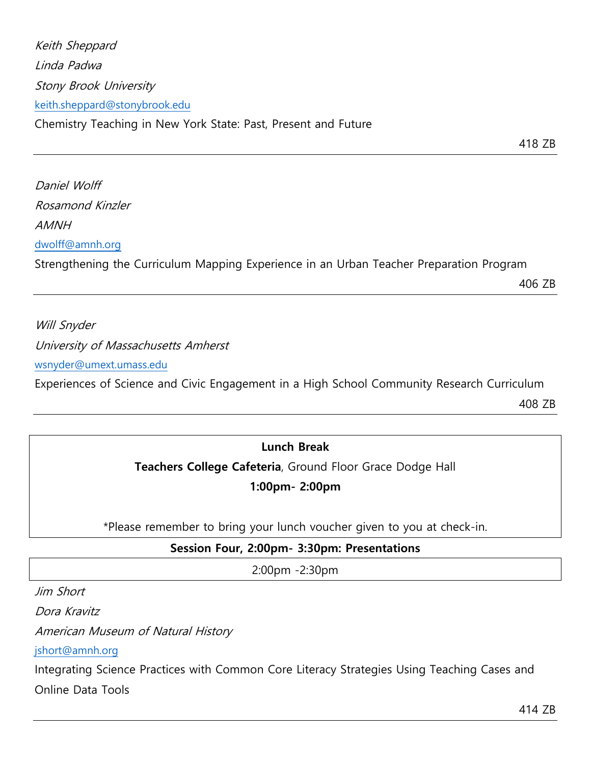*Keith Sheppard*

*Linda Padwa*

*Stony Brook University*

keith.sheppard@stonybrook.edu

Chemistry Teaching in New York State: Past, Present and Future

418 ZB

---

*Daniel Wolff*

*Rosamond Kinzler*

*AMNH*

dwolff@amnh.org

Strengthening the Curriculum Mapping Experience in an Urban Teacher Preparation Program

406 ZB

---

*Will Snyder*

*University of Massachusetts Amherst*

wsnyder@umext.umass.edu

Experiences of Science and Civic Engagement in a High School Community Research Curriculum

408 ZB

---

**Lunch Break**

**Teachers College Cafeteria**, Ground Floor Grace Dodge Hall

**1:00pm- 2:00pm**

*Please remember to bring your lunch voucher given to you at check-in.

**Session Four, 2:00pm- 3:30pm: Presentations**

2:00pm -2:30pm

*Jim Short*

*Dora Kravitz*

*American Museum of Natural History*

jshort@amnh.org

Integrating Science Practices with Common Core Literacy Strategies Using Teaching Cases and Online Data Tools

414 ZB

---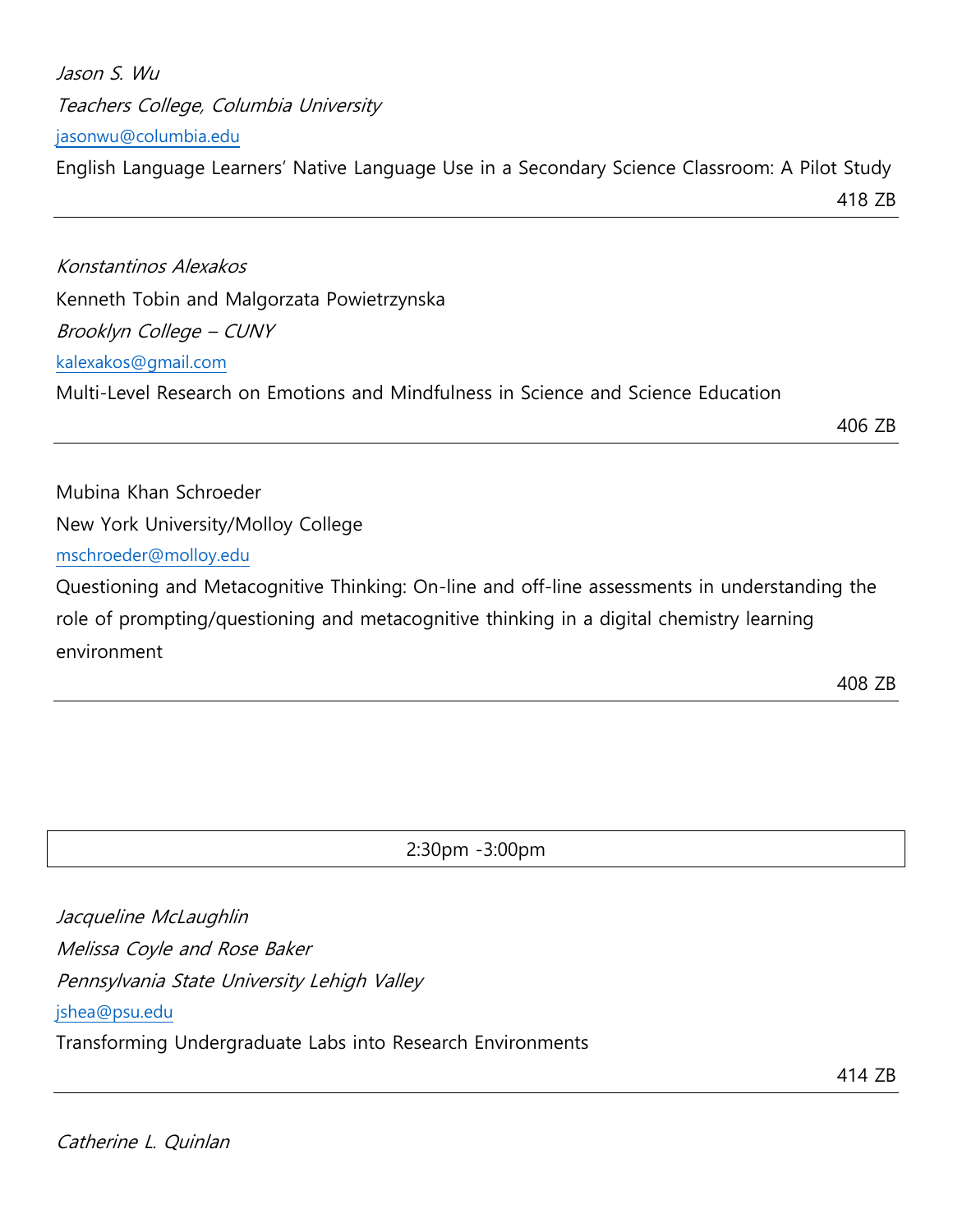*Jason S. Wu*

*Teachers College, Columbia University*

jasonwu@columbia.edu

English Language Learners' Native Language Use in a Secondary Science Classroom: A Pilot Study

418 ZB

---

*Konstantinos Alexakos*

Kenneth Tobin and Malgorzata Powietrzynska

*Brooklyn College – CUNY*

kalexakos@gmail.com

Multi-Level Research on Emotions and Mindfulness in Science and Science Education

406 ZB

---

Mubina Khan Schroeder

New York University/Molloy College

mschroeder@molloy.edu

Questioning and Metacognitive Thinking: On-line and off-line assessments in understanding the role of prompting/questioning and metacognitive thinking in a digital chemistry learning environment

408 ZB

---

## 2:30pm -3:00pm

*Jacqueline McLaughlin*

*Melissa Coyle and Rose Baker*

*Pennsylvania State University Lehigh Valley*

jshea@psu.edu

Transforming Undergraduate Labs into Research Environments

414 ZB

---

*Catherine L. Quinlan*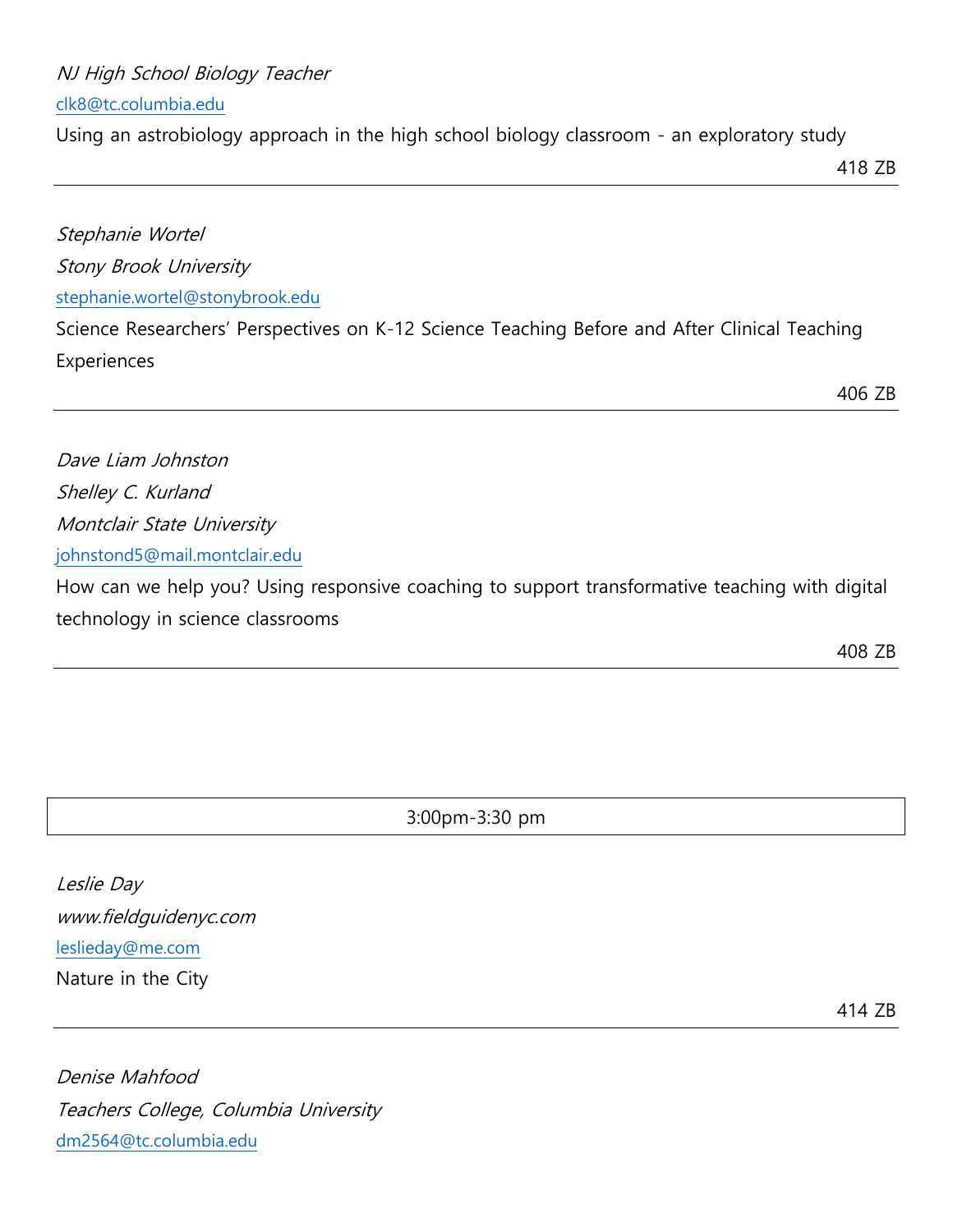*NJ High School Biology Teacher*

clk8@tc.columbia.edu

Using an astrobiology approach in the high school biology classroom - an exploratory study

418 ZB

---

*Stephanie Wortel*

*Stony Brook University*

stephanie.wortel@stonybrook.edu

Science Researchers' Perspectives on K-12 Science Teaching Before and After Clinical Teaching Experiences

406 ZB

---

*Dave Liam Johnston*

*Shelley C. Kurland*

*Montclair State University*

johnstond5@mail.montclair.edu

How can we help you? Using responsive coaching to support transformative teaching with digital technology in science classrooms

408 ZB

---

3:00pm-3:30 pm

*Leslie Day*

*www.fieldguidenyc.com*

leslieday@me.com

Nature in the City

414 ZB

---

*Denise Mahfood*

*Teachers College, Columbia University*

dm2564@tc.columbia.edu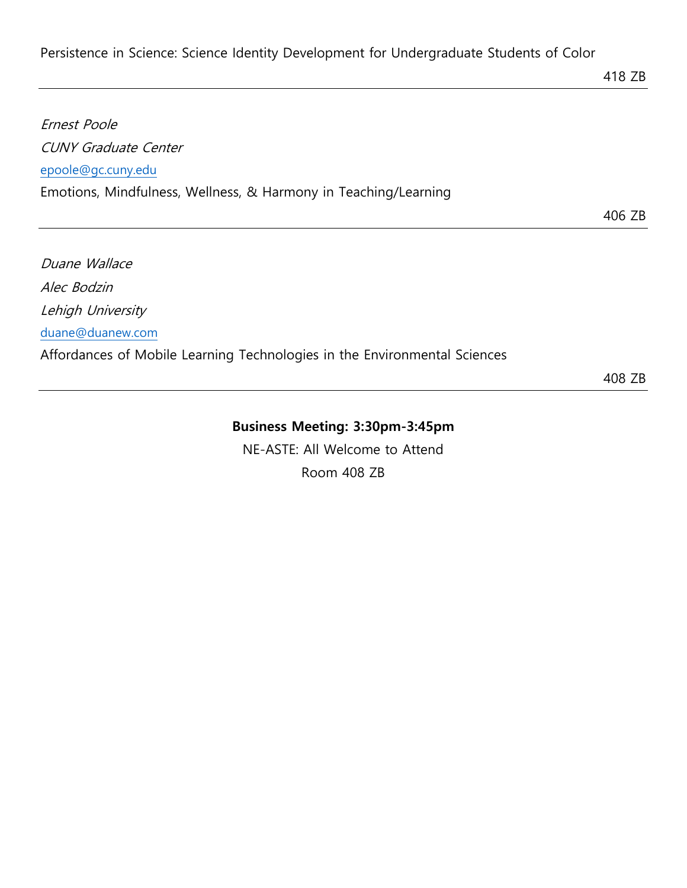Persistence in Science: Science Identity Development for Undergraduate Students of Color

418 ZB

---

*Ernest Poole*

*CUNY Graduate Center*

epoole@gc.cuny.edu

Emotions, Mindfulness, Wellness, & Harmony in Teaching/Learning

406 ZB

---

*Duane Wallace*

*Alec Bodzin*

*Lehigh University*

duane@duanew.com

Affordances of Mobile Learning Technologies in the Environmental Sciences

408 ZB

---

**Business Meeting: 3:30pm-3:45pm**

NE-ASTE: All Welcome to Attend

Room 408 ZB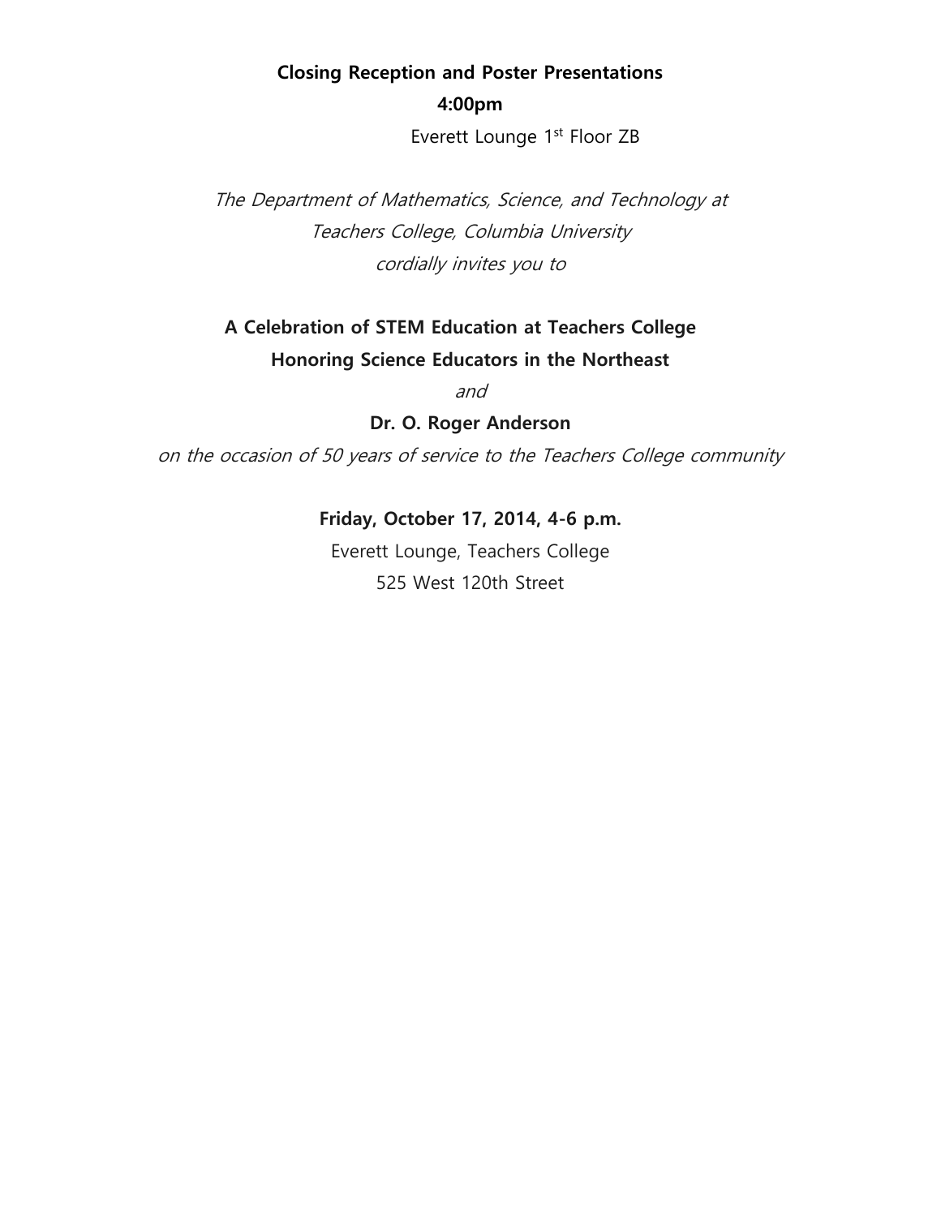**Closing Reception and Poster Presentations**

**4:00pm**

Everett Lounge 1st Floor ZB

*The Department of Mathematics, Science, and Technology at Teachers College, Columbia University cordially invites you to*

**A Celebration of STEM Education at Teachers College**

**Honoring Science Educators in the Northeast**

*and*

**Dr. O. Roger Anderson**

*on the occasion of 50 years of service to the Teachers College community*

**Friday, October 17, 2014, 4-6 p.m.**

Everett Lounge, Teachers College

525 West 120th Street